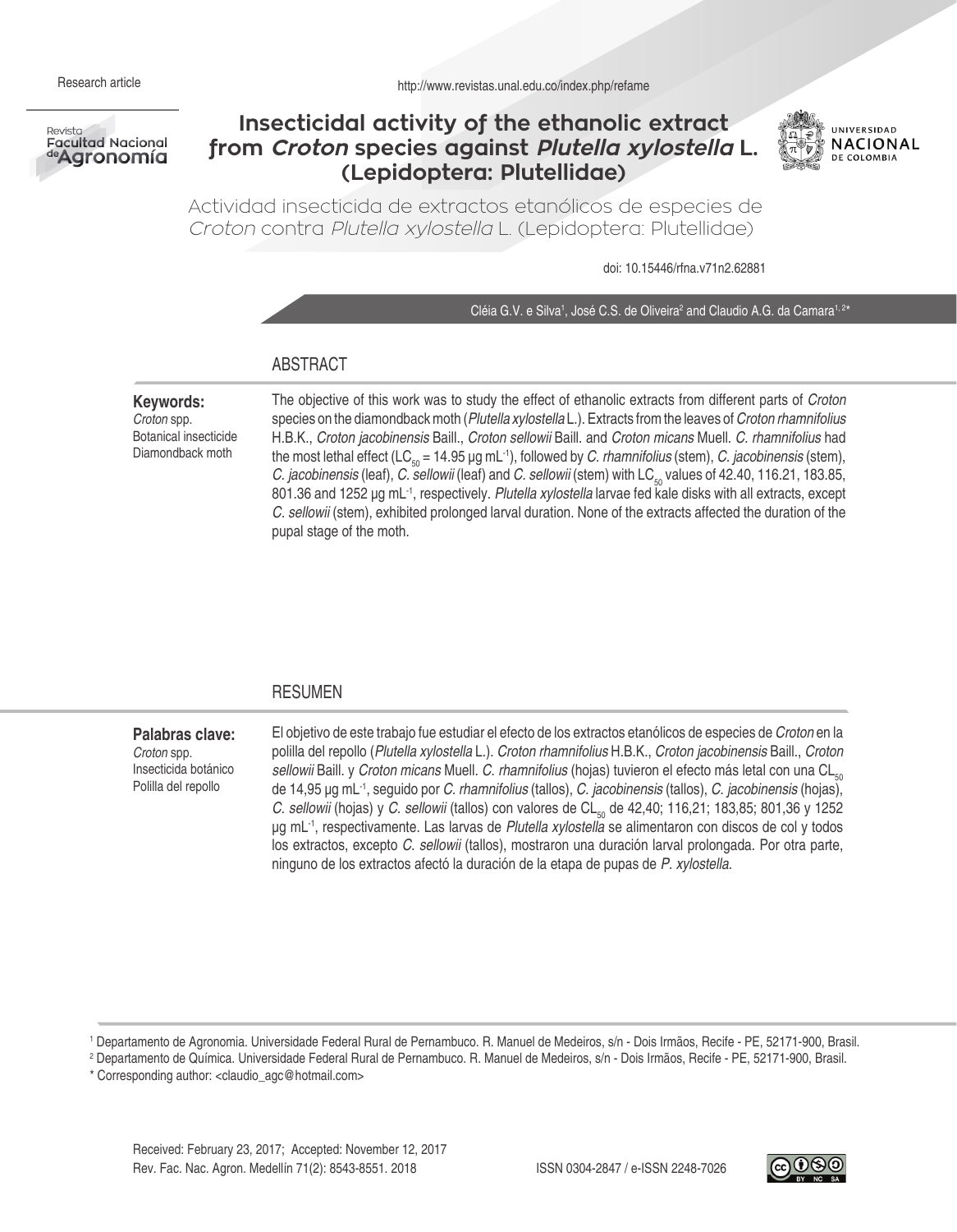Research article

http://www.revistas.unal.edu.co/index.php/refame

# Insecticidal activity of the ethanolic extract from *Croton* species against *Plutella xylostella* L. (Lepidoptera: Plutellidae)

## Actividad insecticida de extractos etanólicos de especies de *Croton* contra *Plutella xylostella* L. (Lepidoptera: Plutellidae)

doi: 10.15446/rfna.v71n2.62881

Cléia G.V. e Silva[1], José C.S. de Oliveira[2] and Claudio A.G. da Camara[1, 2]*

## ABSTRACT

**Keywords:**
*Croton* spp.
Botanical insecticide
Diamondback moth

The objective of this work was to study the effect of ethanolic extracts from different parts of *Croton* species on the diamondback moth (*Plutella xylostella* L.). Extracts from the leaves of *Croton rhamnifolius* H.B.K., *Croton jacobinensis* Baill., *Croton sellowii* Baill. and *Croton micans* Muell. *C. rhamnifolius* had the most lethal effect ($LC_{50}$ = 14.95 μg $mL^{-1}$), followed by *C. rhamnifolius* (stem), *C. jacobinensis* (stem), *C. jacobinensis* (leaf), *C. sellowii* (leaf) and *C. sellowii* (stem) with $LC_{50}$ values of 42.40, 116.21, 183.85, 801.36 and 1252 μg $mL^{-1}$, respectively. *Plutella xylostella* larvae fed kale disks with all extracts, except *C. sellowii* (stem), exhibited prolonged larval duration. None of the extracts affected the duration of the pupal stage of the moth.

## RESUMEN

**Palabras clave:**
*Croton* spp.
Insecticida botánico
Polilla del repollo

El objetivo de este trabajo fue estudiar el efecto de los extractos etanólicos de especies de *Croton* en la polilla del repollo (*Plutella xylostella* L.). *Croton rhamnifolius* H.B.K., *Croton jacobinensis* Baill., *Croton sellowii* Baill. y *Croton micans* Muell. *C. rhamnifolius* (hojas) tuvieron el efecto más letal con una $CL_{50}$ de 14,95 μg $mL^{-1}$, seguido por *C. rhamnifolius* (tallos), *C. jacobinensis* (tallos), *C. jacobinensis* (hojas), *C. sellowii* (hojas) y *C. sellowii* (tallos) con valores de $CL_{50}$ de 42,40; 116,21; 183,85; 801,36 y 1252 μg $mL^{-1}$, respectivamente. Las larvas de *Plutella xylostella* se alimentaron con discos de col y todos los extractos, excepto *C. sellowii* (tallos), mostraron una duración larval prolongada. Por otra parte, ninguno de los extractos afectó la duración de la etapa de pupas de *P. xylostella*.

[1] Departamento de Agronomia. Universidade Federal Rural de Pernambuco. R. Manuel de Medeiros, s/n - Dois Irmãos, Recife - PE, 52171-900, Brasil.
[2] Departamento de Química. Universidade Federal Rural de Pernambuco. R. Manuel de Medeiros, s/n - Dois Irmãos, Recife - PE, 52171-900, Brasil.
* Corresponding author: <claudio_agc@hotmail.com>

Received: February 23, 2017; Accepted: November 12, 2017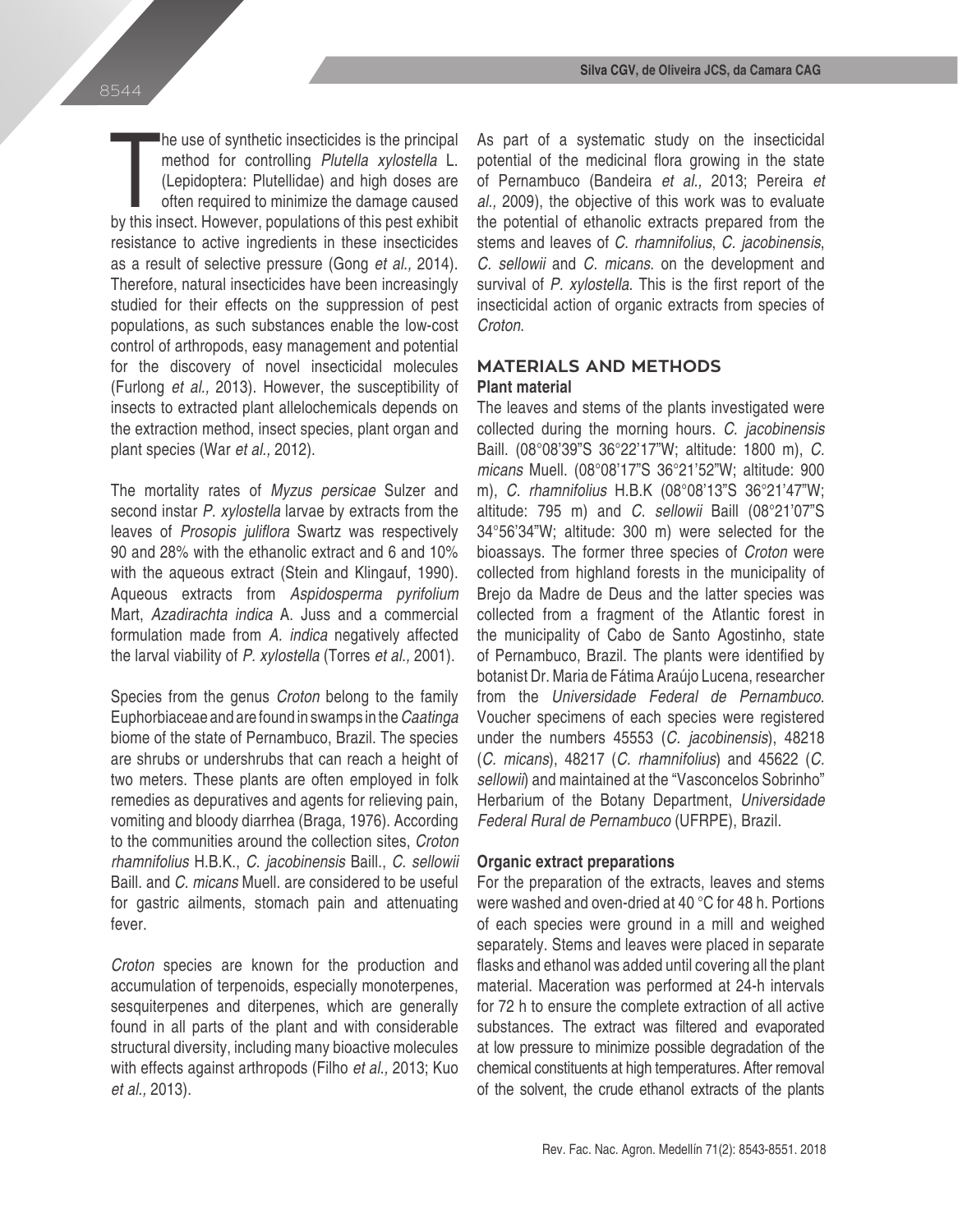The use of synthetic insecticides is the principal method for controlling *Plutella xylostella* L. (Lepidoptera: Plutellidae) and high doses are often required to minimize the damage caused by this insect. However, populations of this pest exhibit resistance to active ingredients in these insecticides as a result of selective pressure (Gong *et al.,* 2014). Therefore, natural insecticides have been increasingly studied for their effects on the suppression of pest populations, as such substances enable the low-cost control of arthropods, easy management and potential for the discovery of novel insecticidal molecules (Furlong *et al.,* 2013). However, the susceptibility of insects to extracted plant allelochemicals depends on the extraction method, insect species, plant organ and plant species (War *et al.,* 2012).

The mortality rates of *Myzus persicae* Sulzer and second instar *P. xylostella* larvae by extracts from the leaves of *Prosopis juliflora* Swartz was respectively 90 and 28% with the ethanolic extract and 6 and 10% with the aqueous extract (Stein and Klingauf, 1990). Aqueous extracts from *Aspidosperma pyrifolium* Mart, *Azadirachta indica* A. Juss and a commercial formulation made from *A. indica* negatively affected the larval viability of *P. xylostella* (Torres *et al.,* 2001).

Species from the genus *Croton* belong to the family Euphorbiaceae and are found in swamps in the *Caatinga* biome of the state of Pernambuco, Brazil. The species are shrubs or undershrubs that can reach a height of two meters. These plants are often employed in folk remedies as depuratives and agents for relieving pain, vomiting and bloody diarrhea (Braga, 1976). According to the communities around the collection sites, *Croton rhamnifolius* H.B.K., *C. jacobinensis* Baill., *C. sellowii* Baill. and *C. micans* Muell. are considered to be useful for gastric ailments, stomach pain and attenuating fever.

*Croton* species are known for the production and accumulation of terpenoids, especially monoterpenes, sesquiterpenes and diterpenes, which are generally found in all parts of the plant and with considerable structural diversity, including many bioactive molecules with effects against arthropods (Filho *et al.,* 2013; Kuo *et al.,* 2013).

As part of a systematic study on the insecticidal potential of the medicinal flora growing in the state of Pernambuco (Bandeira *et al.,* 2013; Pereira *et al.,* 2009), the objective of this work was to evaluate the potential of ethanolic extracts prepared from the stems and leaves of *C. rhamnifolius*, *C. jacobinensis*, *C. sellowii* and *C. micans*. on the development and survival of *P. xylostella*. This is the first report of the insecticidal action of organic extracts from species of *Croton*.

## MATERIALS AND METHODS

### Plant material

The leaves and stems of the plants investigated were collected during the morning hours. *C. jacobinensis* Baill. (08°08'39"S 36°22'17"W; altitude: 1800 m), *C. micans* Muell. (08°08'17"S 36°21'52"W; altitude: 900 m), *C. rhamnifolius* H.B.K (08°08'13"S 36°21'47"W; altitude: 795 m) and *C. sellowii* Baill (08°21'07"S 34°56'34"W; altitude: 300 m) were selected for the bioassays. The former three species of *Croton* were collected from highland forests in the municipality of Brejo da Madre de Deus and the latter species was collected from a fragment of the Atlantic forest in the municipality of Cabo de Santo Agostinho, state of Pernambuco, Brazil. The plants were identified by botanist Dr. Maria de Fátima Araújo Lucena, researcher from the *Universidade Federal de Pernambuco*. Voucher specimens of each species were registered under the numbers 45553 (*C. jacobinensis*), 48218 (*C. micans*), 48217 (*C. rhamnifolius*) and 45622 (*C. sellowii*) and maintained at the "Vasconcelos Sobrinho" Herbarium of the Botany Department, *Universidade Federal Rural de Pernambuco* (UFRPE), Brazil.

### Organic extract preparations

For the preparation of the extracts, leaves and stems were washed and oven-dried at 40 °C for 48 h. Portions of each species were ground in a mill and weighed separately. Stems and leaves were placed in separate flasks and ethanol was added until covering all the plant material. Maceration was performed at 24-h intervals for 72 h to ensure the complete extraction of all active substances. The extract was filtered and evaporated at low pressure to minimize possible degradation of the chemical constituents at high temperatures. After removal of the solvent, the crude ethanol extracts of the plants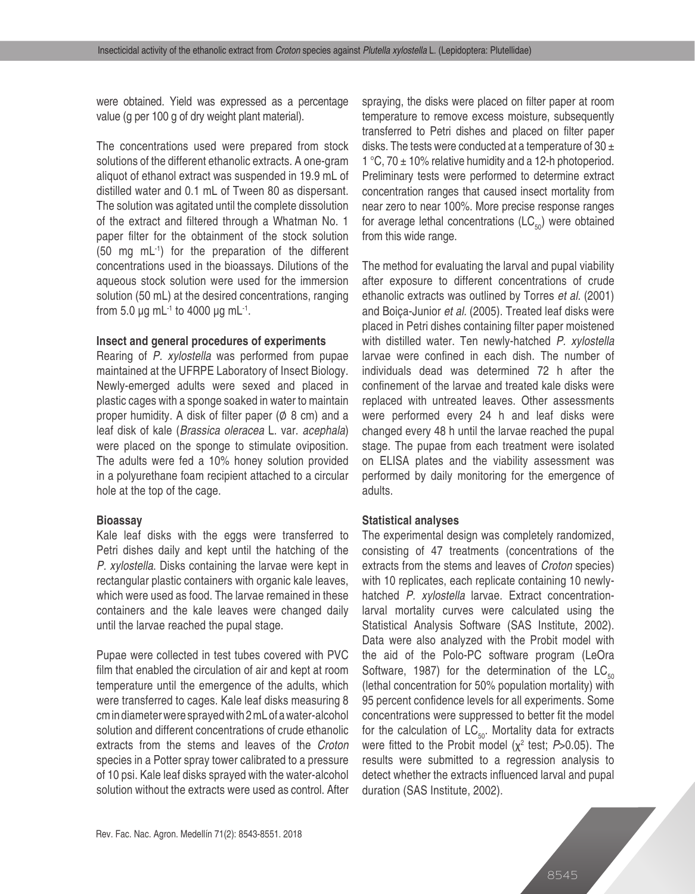were obtained. Yield was expressed as a percentage value (g per 100 g of dry weight plant material).

The concentrations used were prepared from stock solutions of the different ethanolic extracts. A one-gram aliquot of ethanol extract was suspended in 19.9 mL of distilled water and 0.1 mL of Tween 80 as dispersant. The solution was agitated until the complete dissolution of the extract and filtered through a Whatman No. 1 paper filter for the obtainment of the stock solution (50 mg $mL^{-1}$) for the preparation of the different concentrations used in the bioassays. Dilutions of the aqueous stock solution were used for the immersion solution (50 mL) at the desired concentrations, ranging from 5.0 μg $mL^{-1}$ to 4000 μg $mL^{-1}$.

### Insect and general procedures of experiments

Rearing of *P. xylostella* was performed from pupae maintained at the UFRPE Laboratory of Insect Biology. Newly-emerged adults were sexed and placed in plastic cages with a sponge soaked in water to maintain proper humidity. A disk of filter paper (Ø 8 cm) and a leaf disk of kale (*Brassica oleracea* L. var. *acephala*) were placed on the sponge to stimulate oviposition. The adults were fed a 10% honey solution provided in a polyurethane foam recipient attached to a circular hole at the top of the cage.

### Bioassay

Kale leaf disks with the eggs were transferred to Petri dishes daily and kept until the hatching of the *P. xylostella*. Disks containing the larvae were kept in rectangular plastic containers with organic kale leaves, which were used as food. The larvae remained in these containers and the kale leaves were changed daily until the larvae reached the pupal stage.

Pupae were collected in test tubes covered with PVC film that enabled the circulation of air and kept at room temperature until the emergence of the adults, which were transferred to cages. Kale leaf disks measuring 8 cm in diameter were sprayed with 2 mL of a water-alcohol solution and different concentrations of crude ethanolic extracts from the stems and leaves of the *Croton* species in a Potter spray tower calibrated to a pressure of 10 psi. Kale leaf disks sprayed with the water-alcohol solution without the extracts were used as control. After spraying, the disks were placed on filter paper at room temperature to remove excess moisture, subsequently transferred to Petri dishes and placed on filter paper disks. The tests were conducted at a temperature of 30 ± 1 °C, 70 ± 10% relative humidity and a 12-h photoperiod. Preliminary tests were performed to determine extract concentration ranges that caused insect mortality from near zero to near 100%. More precise response ranges for average lethal concentrations ($LC_{50}$) were obtained from this wide range.

The method for evaluating the larval and pupal viability after exposure to different concentrations of crude ethanolic extracts was outlined by Torres *et al.* (2001) and Boiça-Junior *et al.* (2005). Treated leaf disks were placed in Petri dishes containing filter paper moistened with distilled water. Ten newly-hatched *P. xylostella* larvae were confined in each dish. The number of individuals dead was determined 72 h after the confinement of the larvae and treated kale disks were replaced with untreated leaves. Other assessments were performed every 24 h and leaf disks were changed every 48 h until the larvae reached the pupal stage. The pupae from each treatment were isolated on ELISA plates and the viability assessment was performed by daily monitoring for the emergence of adults.

### Statistical analyses

The experimental design was completely randomized, consisting of 47 treatments (concentrations of the extracts from the stems and leaves of *Croton* species) with 10 replicates, each replicate containing 10 newly-hatched *P. xylostella* larvae. Extract concentration-larval mortality curves were calculated using the Statistical Analysis Software (SAS Institute, 2002). Data were also analyzed with the Probit model with the aid of the Polo-PC software program (LeOra Software, 1987) for the determination of the $LC_{50}$ (lethal concentration for 50% population mortality) with 95 percent confidence levels for all experiments. Some concentrations were suppressed to better fit the model for the calculation of $LC_{50}$. Mortality data for extracts were fitted to the Probit model ($\chi^2$ test; $P$>0.05). The results were submitted to a regression analysis to detect whether the extracts influenced larval and pupal duration (SAS Institute, 2002).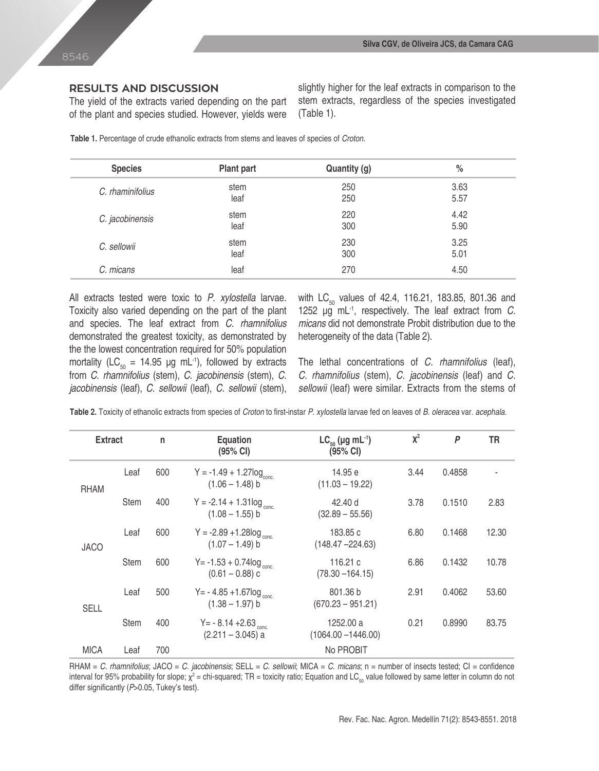## RESULTS AND DISCUSSION

The yield of the extracts varied depending on the part of the plant and species studied. However, yields were slightly higher for the leaf extracts in comparison to the stem extracts, regardless of the species investigated (Table 1).

**Table 1.** Percentage of crude ethanolic extracts from stems and leaves of species of *Croton*.

| Species | Plant part | Quantity (g) | % |
|---|---|---|---|
| *C. rhaminifolius* | stem | 250 | 3.63 |
| | leaf | 250 | 5.57 |
| *C. jacobinensis* | stem | 220 | 4.42 |
| | leaf | 300 | 5.90 |
| *C. sellowii* | stem | 230 | 3.25 |
| | leaf | 300 | 5.01 |
| *C. micans* | leaf | 270 | 4.50 |

All extracts tested were toxic to *P. xylostella* larvae. Toxicity also varied depending on the part of the plant and species. The leaf extract from *C. rhamnifolius* demonstrated the greatest toxicity, as demonstrated by the the lowest concentration required for 50% population mortality ($LC_{50}$ = 14.95 μg mL$^{-1}$), followed by extracts from *C. rhamnifolius* (stem), *C. jacobinensis* (stem), *C. jacobinensis* (leaf), *C. sellowii* (leaf), *C. sellowii* (stem), with $LC_{50}$ values of 42.4, 116.21, 183.85, 801.36 and 1252 μg mL$^{-1}$, respectively. The leaf extract from *C. micans* did not demonstrate Probit distribution due to the heterogeneity of the data (Table 2).

The lethal concentrations of *C. rhamnifolius* (leaf), *C. rhamnifolius* (stem), *C. jacobinensis* (leaf) and *C. sellowii* (leaf) were similar. Extracts from the stems of

**Table 2.** Toxicity of ethanolic extracts from species of *Croton* to first-instar *P. xylostella* larvae fed on leaves of *B. oleracea* var. *acephala.*

| Extract | | n | Equation (95% CI) | $LC_{50}$ (μg mL$^{-1}$) (95% CI) | $\chi^2$ | *P* | TR |
|---|---|---|---|---|---|---|---|
| RHAM | Leaf | 600 | $Y = -1.49 + 1.27\log_{conc.}$ (1.06 – 1.48) b | 14.95 e (11.03 – 19.22) | 3.44 | 0.4858 | - |
| | Stem | 400 | $Y = -2.14 + 1.31\log_{conc.}$ (1.08 – 1.55) b | 42.40 d (32.89 – 55.56) | 3.78 | 0.1510 | 2.83 |
| JACO | Leaf | 600 | $Y = -2.89 + 1.28\log_{conc.}$ (1.07 – 1.49) b | 183.85 c (148.47 –224.63) | 6.80 | 0.1468 | 12.30 |
| | Stem | 600 | $Y = -1.53 + 0.74\log_{conc.}$ (0.61 – 0.88) c | 116.21 c (78.30 –164.15) | 6.86 | 0.1432 | 10.78 |
| SELL | Leaf | 500 | $Y = -4.85 + 1.67\log_{conc.}$ (1.38 – 1.97) b | 801.36 b (670.23 – 951.21) | 2.91 | 0.4062 | 53.60 |
| | Stem | 400 | $Y = -8.14 + 2.63_{conc.}$ (2.211 – 3.045) a | 1252.00 a (1064.00 –1446.00) | 0.21 | 0.8990 | 83.75 |
| MICA | Leaf | 700 | | No PROBIT | | | |

RHAM = *C. rhamnifolius*; JACO = *C. jacobinensis*; SELL = *C. sellowii*; MICA = *C. micans*; n = number of insects tested; CI = confidence interval for 95% probability for slope; $\chi^2$ = chi-squared; TR = toxicity ratio; Equation and $LC_{50}$ value followed by same letter in column do not differ significantly (*P*>0.05, Tukey's test).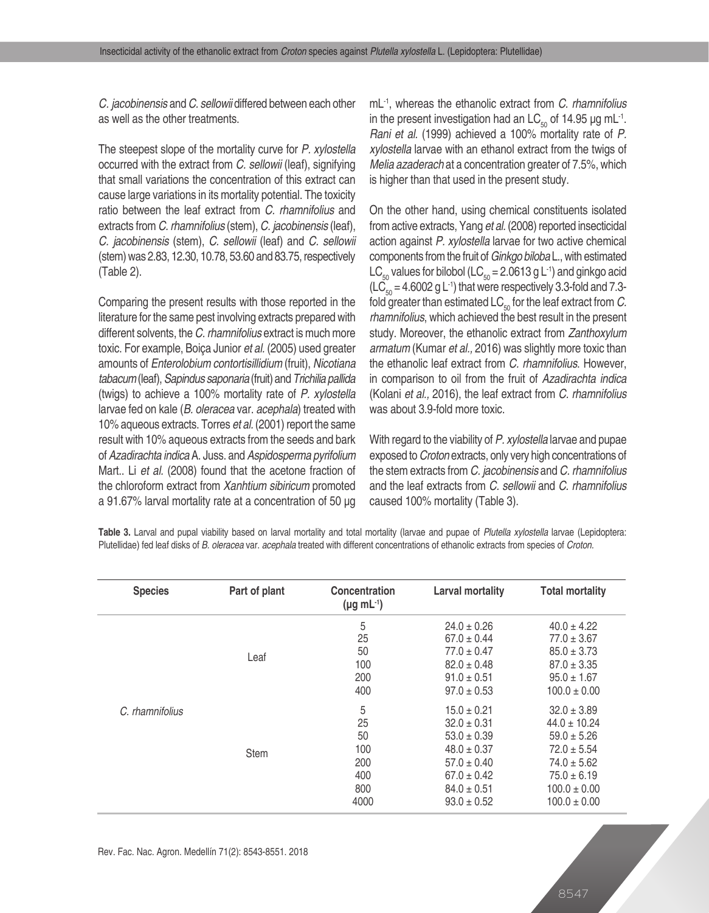*C. jacobinensis* and *C. sellowii* differed between each other as well as the other treatments.

The steepest slope of the mortality curve for *P. xylostella* occurred with the extract from *C. sellowii* (leaf), signifying that small variations the concentration of this extract can cause large variations in its mortality potential. The toxicity ratio between the leaf extract from *C. rhamnifolius* and extracts from *C. rhamnifolius* (stem), *C. jacobinensis* (leaf), *C. jacobinensis* (stem), *C. sellowii* (leaf) and *C. sellowii* (stem) was 2.83, 12.30, 10.78, 53.60 and 83.75, respectively (Table 2).

Comparing the present results with those reported in the literature for the same pest involving extracts prepared with different solvents, the *C. rhamnifolius* extract is much more toxic. For example, Boiça Junior *et al.* (2005) used greater amounts of *Enterolobium contortisillidium* (fruit), *Nicotiana tabacum* (leaf), *Sapindus saponaria* (fruit) and *Trichilia pallida* (twigs) to achieve a 100% mortality rate of *P. xylostella* larvae fed on kale (*B. oleracea* var. *acephala*) treated with 10% aqueous extracts. Torres *et al.* (2001) report the same result with 10% aqueous extracts from the seeds and bark of *Azadirachta indica* A. Juss. and *Aspidosperma pyrifolium* Mart.. Li *et al.* (2008) found that the acetone fraction of the chloroform extract from *Xanhtium sibiricum* promoted a 91.67% larval mortality rate at a concentration of 50 μg mL$^{-1}$, whereas the ethanolic extract from *C. rhamnifolius* in the present investigation had an $LC_{50}$ of 14.95 μg mL$^{-1}$. *Rani et al.* (1999) achieved a 100% mortality rate of *P. xylostella* larvae with an ethanol extract from the twigs of *Melia azaderach* at a concentration greater of 7.5%, which is higher than that used in the present study.

On the other hand, using chemical constituents isolated from active extracts, Yang *et al.* (2008) reported insecticidal action against *P. xylostella* larvae for two active chemical components from the fruit of *Ginkgo biloba* L., with estimated $LC_{50}$ values for bilobol ($LC_{50}$ = 2.0613 g L$^{-1}$) and ginkgo acid ($LC_{50}$ = 4.6002 g L$^{-1}$) that were respectively 3.3-fold and 7.3-fold greater than estimated $LC_{50}$ for the leaf extract from *C. rhamnifolius*, which achieved the best result in the present study. Moreover, the ethanolic extract from *Zanthoxylum armatum* (Kumar *et al.,* 2016) was slightly more toxic than the ethanolic leaf extract from *C. rhamnifolius.* However, in comparison to oil from the fruit of *Azadirachta indica* (Kolani *et al.,* 2016), the leaf extract from *C. rhamnifolius* was about 3.9-fold more toxic.

With regard to the viability of *P. xylostella* larvae and pupae exposed to *Croton* extracts, only very high concentrations of the stem extracts from *C. jacobinensis* and *C. rhamnifolius* and the leaf extracts from *C. sellowii* and *C. rhamnifolius* caused 100% mortality (Table 3).

**Table 3.** Larval and pupal viability based on larval mortality and total mortality (larvae and pupae of *Plutella xylostella* larvae (Lepidoptera: Plutellidae) fed leaf disks of *B. oleracea* var. *acephala* treated with different concentrations of ethanolic extracts from species of *Croton.*

| Species | Part of plant | Concentration (μg mL$^{-1}$) | Larval mortality | Total mortality |
|---|---|---|---|---|
| *C. rhamnifolius* | Leaf | 5 | 24.0 ± 0.26 | 40.0 ± 4.22 |
| | | 25 | 67.0 ± 0.44 | 77.0 ± 3.67 |
| | | 50 | 77.0 ± 0.47 | 85.0 ± 3.73 |
| | | 100 | 82.0 ± 0.48 | 87.0 ± 3.35 |
| | | 200 | 91.0 ± 0.51 | 95.0 ± 1.67 |
| | | 400 | 97.0 ± 0.53 | 100.0 ± 0.00 |
| | Stem | 5 | 15.0 ± 0.21 | 32.0 ± 3.89 |
| | | 25 | 32.0 ± 0.31 | 44.0 ± 10.24 |
| | | 50 | 53.0 ± 0.39 | 59.0 ± 5.26 |
| | | 100 | 48.0 ± 0.37 | 72.0 ± 5.54 |
| | | 200 | 57.0 ± 0.40 | 74.0 ± 5.62 |
| | | 400 | 67.0 ± 0.42 | 75.0 ± 6.19 |
| | | 800 | 84.0 ± 0.51 | 100.0 ± 0.00 |
| | | 4000 | 93.0 ± 0.52 | 100.0 ± 0.00 |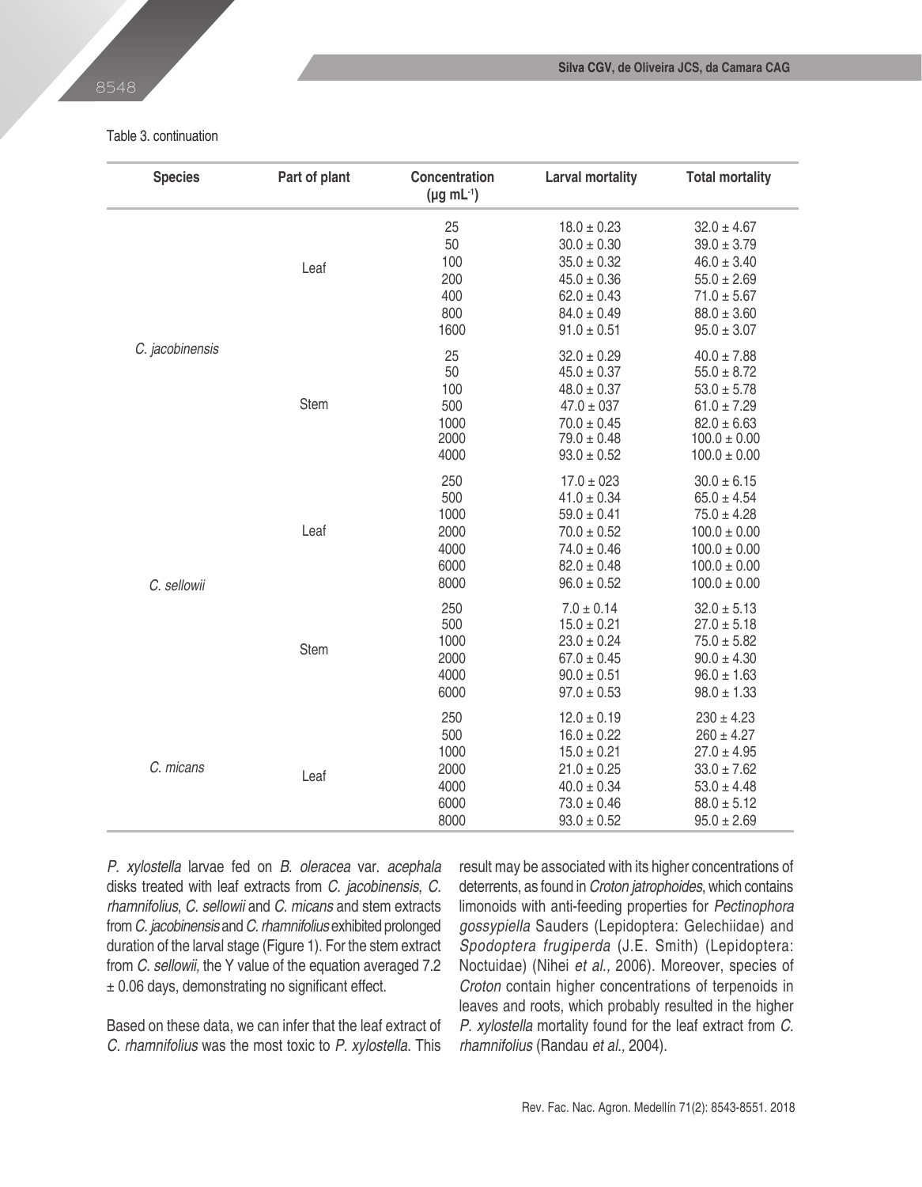Table 3. continuation

| Species | Part of plant | Concentration (µg mL$^{-1}$) | Larval mortality | Total mortality |
|---|---|---|---|---|
| *C. jacobinensis* | Leaf | 25 | 18.0 ± 0.23 | 32.0 ± 4.67 |
| | | 50 | 30.0 ± 0.30 | 39.0 ± 3.79 |
| | | 100 | 35.0 ± 0.32 | 46.0 ± 3.40 |
| | | 200 | 45.0 ± 0.36 | 55.0 ± 2.69 |
| | | 400 | 62.0 ± 0.43 | 71.0 ± 5.67 |
| | | 800 | 84.0 ± 0.49 | 88.0 ± 3.60 |
| | | 1600 | 91.0 ± 0.51 | 95.0 ± 3.07 |
| | Stem | 25 | 32.0 ± 0.29 | 40.0 ± 7.88 |
| | | 50 | 45.0 ± 0.37 | 55.0 ± 8.72 |
| | | 100 | 48.0 ± 0.37 | 53.0 ± 5.78 |
| | | 500 | 47.0 ± 037 | 61.0 ± 7.29 |
| | | 1000 | 70.0 ± 0.45 | 82.0 ± 6.63 |
| | | 2000 | 79.0 ± 0.48 | 100.0 ± 0.00 |
| | | 4000 | 93.0 ± 0.52 | 100.0 ± 0.00 |
| *C. sellowii* | Leaf | 250 | 17.0 ± 023 | 30.0 ± 6.15 |
| | | 500 | 41.0 ± 0.34 | 65.0 ± 4.54 |
| | | 1000 | 59.0 ± 0.41 | 75.0 ± 4.28 |
| | | 2000 | 70.0 ± 0.52 | 100.0 ± 0.00 |
| | | 4000 | 74.0 ± 0.46 | 100.0 ± 0.00 |
| | | 6000 | 82.0 ± 0.48 | 100.0 ± 0.00 |
| | | 8000 | 96.0 ± 0.52 | 100.0 ± 0.00 |
| | Stem | 250 | 7.0 ± 0.14 | 32.0 ± 5.13 |
| | | 500 | 15.0 ± 0.21 | 27.0 ± 5.18 |
| | | 1000 | 23.0 ± 0.24 | 75.0 ± 5.82 |
| | | 2000 | 67.0 ± 0.45 | 90.0 ± 4.30 |
| | | 4000 | 90.0 ± 0.51 | 96.0 ± 1.63 |
| | | 6000 | 97.0 ± 0.53 | 98.0 ± 1.33 |
| *C. micans* | Leaf | 250 | 12.0 ± 0.19 | 230 ± 4.23 |
| | | 500 | 16.0 ± 0.22 | 260 ± 4.27 |
| | | 1000 | 15.0 ± 0.21 | 27.0 ± 4.95 |
| | | 2000 | 21.0 ± 0.25 | 33.0 ± 7.62 |
| | | 4000 | 40.0 ± 0.34 | 53.0 ± 4.48 |
| | | 6000 | 73.0 ± 0.46 | 88.0 ± 5.12 |
| | | 8000 | 93.0 ± 0.52 | 95.0 ± 2.69 |

*P. xylostella* larvae fed on *B. oleracea* var. *acephala* disks treated with leaf extracts from *C. jacobinensis*, *C. rhamnifolius*, *C. sellowii* and *C. micans* and stem extracts from *C. jacobinensis* and *C. rhamnifolius* exhibited prolonged duration of the larval stage (Figure 1). For the stem extract from *C. sellowii,* the Y value of the equation averaged 7.2 ± 0.06 days, demonstrating no significant effect.

Based on these data, we can infer that the leaf extract of *C. rhamnifolius* was the most toxic to *P. xylostella*. This result may be associated with its higher concentrations of deterrents, as found in *Croton jatrophoides*, which contains limonoids with anti-feeding properties for *Pectinophora gossypiella* Sauders (Lepidoptera: Gelechiidae) and *Spodoptera frugiperda* (J.E. Smith) (Lepidoptera: Noctuidae) (Nihei *et al.,* 2006). Moreover, species of *Croton* contain higher concentrations of terpenoids in leaves and roots, which probably resulted in the higher *P. xylostella* mortality found for the leaf extract from *C. rhamnifolius* (Randau *et al.,* 2004).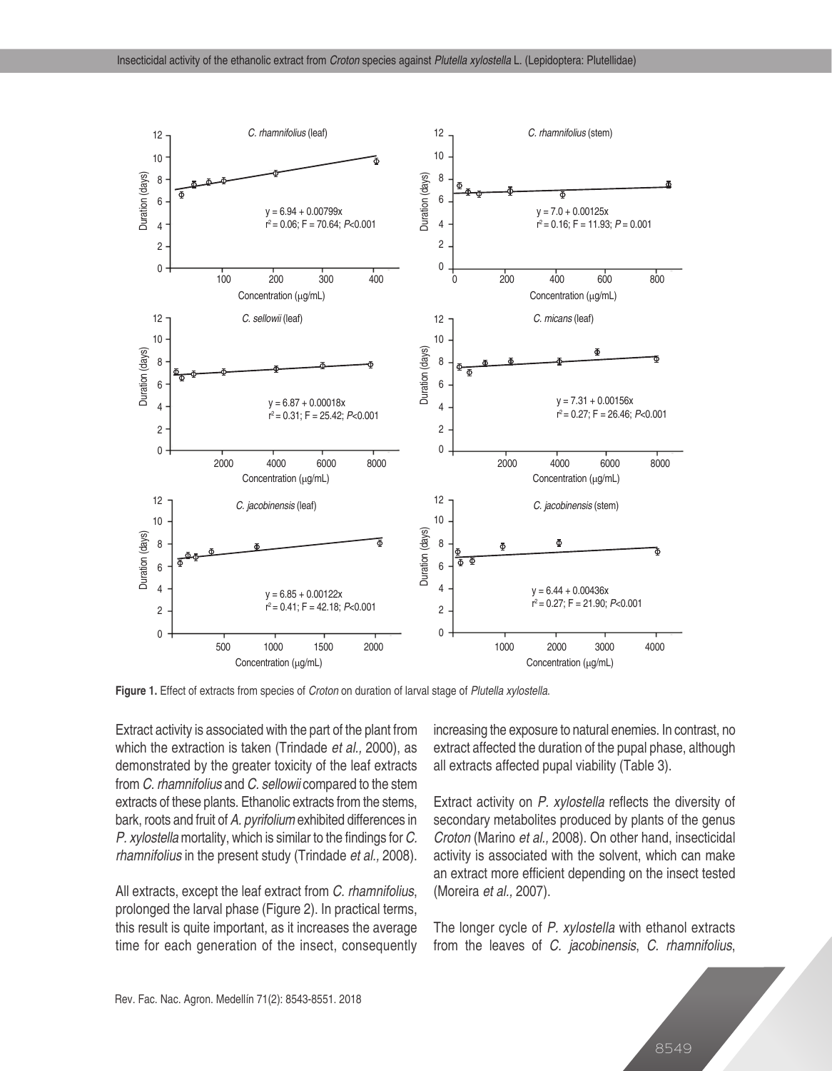Figure 1. Effect of extracts from species of *Croton* on duration of larval stage of *Plutella xylostella*.

Extract activity is associated with the part of the plant from which the extraction is taken (Trindade *et al.,* 2000), as demonstrated by the greater toxicity of the leaf extracts from *C. rhamnifolius* and *C. sellowii* compared to the stem extracts of these plants. Ethanolic extracts from the stems, bark, roots and fruit of *A. pyrifolium* exhibited differences in *P. xylostella* mortality, which is similar to the findings for *C. rhamnifolius* in the present study (Trindade *et al.,* 2008).

All extracts, except the leaf extract from *C. rhamnifolius*, prolonged the larval phase (Figure 2). In practical terms, this result is quite important, as it increases the average time for each generation of the insect, consequently increasing the exposure to natural enemies. In contrast, no extract affected the duration of the pupal phase, although all extracts affected pupal viability (Table 3).

Extract activity on *P. xylostella* reflects the diversity of secondary metabolites produced by plants of the genus *Croton* (Marino *et al.,* 2008). On other hand, insecticidal activity is associated with the solvent, which can make an extract more efficient depending on the insect tested (Moreira *et al.,* 2007).

The longer cycle of *P. xylostella* with ethanol extracts from the leaves of *C. jacobinensis*, *C. rhamnifolius*,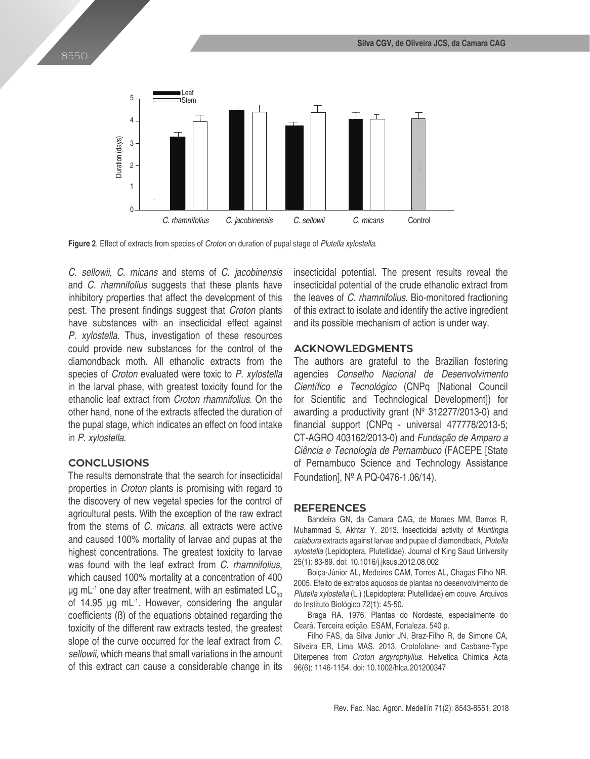Leaf
Stem

Duration (days)

5
4
3
2
1
0

C. rhamnifolius
C. jacobinensis
C. sellowii
C. micans
Control

**Figure 2**. Effect of extracts from species of *Croton* on duration of pupal stage of *Plutella xylostella*.

*C. sellowii*, *C. micans* and stems of *C. jacobinensis* and *C. rhamnifolius* suggests that these plants have inhibitory properties that affect the development of this pest. The present findings suggest that *Croton* plants have substances with an insecticidal effect against *P. xylostella*. Thus, investigation of these resources could provide new substances for the control of the diamondback moth. All ethanolic extracts from the species of *Croton* evaluated were toxic to *P. xylostella* in the larval phase, with greatest toxicity found for the ethanolic leaf extract from *Croton rhamnifolius*. On the other hand, none of the extracts affected the duration of the pupal stage, which indicates an effect on food intake in *P. xylostella*.

## CONCLUSIONS

The results demonstrate that the search for insecticidal properties in *Croton* plants is promising with regard to the discovery of new vegetal species for the control of agricultural pests. With the exception of the raw extract from the stems of *C. micans*, all extracts were active and caused 100% mortality of larvae and pupas at the highest concentrations. The greatest toxicity to larvae was found with the leaf extract from *C. rhamnifolius*, which caused 100% mortality at a concentration of 400 μg $mL^{-1}$ one day after treatment, with an estimated $LC_{50}$ of 14.95 μg $mL^{-1}$. However, considering the angular coefficients (ß) of the equations obtained regarding the toxicity of the different raw extracts tested, the greatest slope of the curve occurred for the leaf extract from *C. sellowii*, which means that small variations in the amount of this extract can cause a considerable change in its insecticidal potential. The present results reveal the insecticidal potential of the crude ethanolic extract from the leaves of *C. rhamnifolius*. Bio-monitored fractioning of this extract to isolate and identify the active ingredient and its possible mechanism of action is under way.

## ACKNOWLEDGMENTS

The authors are grateful to the Brazilian fostering agencies *Conselho Nacional de Desenvolvimento Científico e Tecnológico* (CNPq [National Council for Scientific and Technological Development]) for awarding a productivity grant (Nº 312277/2013-0) and financial support (CNPq - universal 477778/2013-5; CT-AGRO 403162/2013-0) and *Fundação de Amparo a Ciência e Tecnologia de Pernambuco* (FACEPE [State of Pernambuco Science and Technology Assistance Foundation], Nº A PQ-0476-1.06/14).

## REFERENCES

Bandeira GN, da Camara CAG, de Moraes MM, Barros R, Muhammad S, Akhtar Y. 2013. Insecticidal activity of *Muntingia calabura* extracts against larvae and pupae of diamondback, *Plutella xylostella* (Lepidoptera, Plutellidae). Journal of King Saud University 25(1): 83-89. doi: 10.1016/j.jksus.2012.08.002

Boiça-Júnior AL, Medeiros CAM, Torres AL, Chagas Filho NR. 2005. Efeito de extratos aquosos de plantas no desenvolvimento de *Plutella xylostella* (L.) (Lepidoptera: Plutellidae) em couve. Arquivos do Instituto Biológico 72(1): 45-50.

Braga RA. 1976. Plantas do Nordeste, especialmente do Ceará. Terceira edição. ESAM, Fortaleza. 540 p.

Filho FAS, da Silva Junior JN, Braz-Filho R, de Simone CA, Silveira ER, Lima MAS. 2013. Crotofolane- and Casbane-Type Diterpenes from *Croton argyrophyllus*. Helvetica Chimica Acta 96(6): 1146-1154. doi: 10.1002/hlca.201200347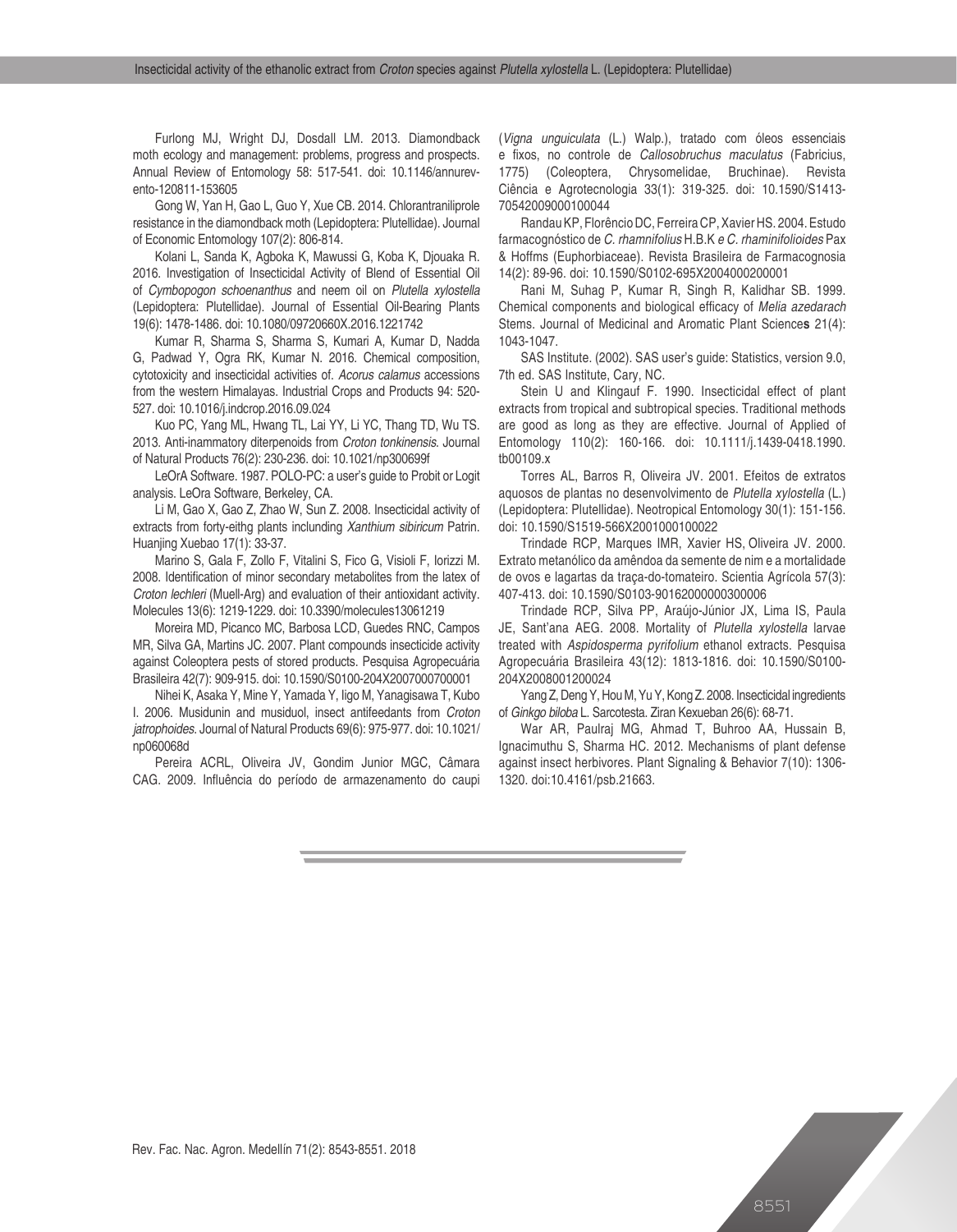Furlong MJ, Wright DJ, Dosdall LM. 2013. Diamondback moth ecology and management: problems, progress and prospects. Annual Review of Entomology 58: 517-541. doi: 10.1146/annurev-ento-120811-153605

Gong W, Yan H, Gao L, Guo Y, Xue CB. 2014. Chlorantraniliprole resistance in the diamondback moth (Lepidoptera: Plutellidae). Journal of Economic Entomology 107(2): 806-814.

Kolani L, Sanda K, Agboka K, Mawussi G, Koba K, Djouaka R. 2016. Investigation of Insecticidal Activity of Blend of Essential Oil of *Cymbopogon schoenanthus* and neem oil on *Plutella xylostella* (Lepidoptera: Plutellidae). Journal of Essential Oil-Bearing Plants 19(6): 1478-1486. doi: 10.1080/0972060X.2016.1221742

Kumar R, Sharma S, Sharma S, Kumari A, Kumar D, Nadda G, Padwad Y, Ogra RK, Kumar N. 2016. Chemical composition, cytotoxicity and insecticidal activities of. *Acorus calamus* accessions from the western Himalayas. Industrial Crops and Products 94: 520-527. doi: 10.1016/j.indcrop.2016.09.024

Kuo PC, Yang ML, Hwang TL, Lai YY, Li YC, Thang TD, Wu TS. 2013. Anti-inammatory diterpenoids from *Croton tonkinensis*. Journal of Natural Products 76(2): 230-236. doi: 10.1021/np300699f

LeOrA Software. 1987. POLO-PC: a user's guide to Probit or Logit analysis. LeOra Software, Berkeley, CA.

Li M, Gao X, Gao Z, Zhao W, Sun Z. 2008. Insecticidal activity of extracts from forty-eithg plants inclunding *Xanthium sibiricum* Patrin. Huanjing Xuebao 17(1): 33-37.

Marino S, Gala F, Zollo F, Vitalini S, Fico G, Visioli F, Iorizzi M. 2008. Identification of minor secondary metabolites from the latex of *Croton lechleri* (Muell-Arg) and evaluation of their antioxidant activity. Molecules 13(6): 1219-1229. doi: 10.3390/molecules13061219

Moreira MD, Picanco MC, Barbosa LCD, Guedes RNC, Campos MR, Silva GA, Martins JC. 2007. Plant compounds insecticide activity against Coleoptera pests of stored products. Pesquisa Agropecuária Brasileira 42(7): 909-915. doi: 10.1590/S0100-204X2007000700001

Nihei K, Asaka Y, Mine Y, Yamada Y, Iigo M, Yanagisawa T, Kubo I. 2006. Musidunin and musiduol, insect antifeedants from *Croton jatrophoides*. Journal of Natural Products 69(6): 975-977. doi: 10.1021/np060068d

Pereira ACRL, Oliveira JV, Gondim Junior MGC, Câmara CAG. 2009. Influência do período de armazenamento do caupi (*Vigna unguiculata* (L.) Walp.), tratado com óleos essenciais e fixos, no controle de *Callosobruchus maculatus* (Fabricius, 1775) (Coleoptera, Chrysomelidae, Bruchinae). Revista Ciência e Agrotecnologia 33(1): 319-325. doi: 10.1590/S1413-70542009000100044

Randau KP, Florêncio DC, Ferreira CP, Xavier HS. 2004. Estudo farmacognóstico de *C. rhamnifolius* H.B.K *e C. rhaminifolioides* Pax & Hoffms (Euphorbiaceae). Revista Brasileira de Farmacognosia 14(2): 89-96. doi: 10.1590/S0102-695X2004000200001

Rani M, Suhag P, Kumar R, Singh R, Kalidhar SB. 1999. Chemical components and biological efficacy of *Melia azedarach* Stems. Journal of Medicinal and Aromatic Plant Science**s** 21(4): 1043-1047.

SAS Institute. (2002). SAS user's guide: Statistics, version 9.0, 7th ed. SAS Institute, Cary, NC.

Stein U and Klingauf F. 1990. Insecticidal effect of plant extracts from tropical and subtropical species. Traditional methods are good as long as they are effective. Journal of Applied of Entomology 110(2): 160-166. doi: 10.1111/j.1439-0418.1990.tb00109.x

Torres AL, Barros R, Oliveira JV. 2001. Efeitos de extratos aquosos de plantas no desenvolvimento de *Plutella xylostella* (L.) (Lepidoptera: Plutellidae). Neotropical Entomology 30(1): 151-156. doi: 10.1590/S1519-566X2001000100022

Trindade RCP, Marques IMR, Xavier HS, Oliveira JV. 2000. Extrato metanólico da amêndoa da semente de nim e a mortalidade de ovos e lagartas da traça-do-tomateiro. Scientia Agrícola 57(3): 407-413. doi: 10.1590/S0103-90162000000300006

Trindade RCP, Silva PP, Araújo-Júnior JX, Lima IS, Paula JE, Sant'ana AEG. 2008. Mortality of *Plutella xylostella* larvae treated with *Aspidosperma pyrifolium* ethanol extracts. Pesquisa Agropecuária Brasileira 43(12): 1813-1816. doi: 10.1590/S0100-204X2008001200024

Yang Z, Deng Y, Hou M, Yu Y, Kong Z. 2008. Insecticidal ingredients of *Ginkgo biloba* L. Sarcotesta. Ziran Kexueban 26(6): 68-71.

War AR, Paulraj MG, Ahmad T, Buhroo AA, Hussain B, Ignacimuthu S, Sharma HC. 2012. Mechanisms of plant defense against insect herbivores. Plant Signaling & Behavior 7(10): 1306-1320. doi:10.4161/psb.21663.